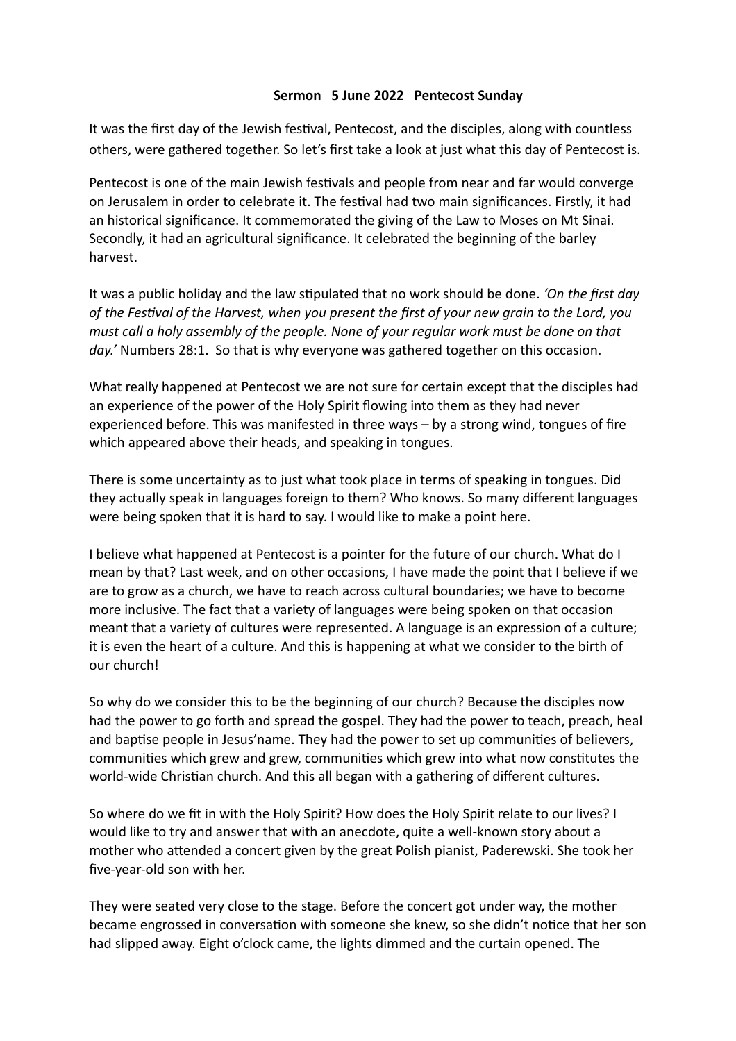**Sermon 5 June 2022 Pentecost Sunday**

It was the first day of the Jewish festival, Pentecost, and the disciples, along with countless others, were gathered together. So let's first take a look at just what this day of Pentecost is.

Pentecost is one of the main Jewish festivals and people from near and far would converge on Jerusalem in order to celebrate it. The festival had two main significances. Firstly, it had an historical significance. It commemorated the giving of the Law to Moses on Mt Sinai. Secondly, it had an agricultural significance. It celebrated the beginning of the barley harvest.

It was a public holiday and the law stipulated that no work should be done. *'On the first day of the Festival of the Harvest, when you present the first of your new grain to the Lord, you must call a holy assembly of the people. None of your regular work must be done on that day.'* Numbers 28:1. So that is why everyone was gathered together on this occasion.

What really happened at Pentecost we are not sure for certain except that the disciples had an experience of the power of the Holy Spirit flowing into them as they had never experienced before. This was manifested in three ways – by a strong wind, tongues of fire which appeared above their heads, and speaking in tongues.

There is some uncertainty as to just what took place in terms of speaking in tongues. Did they actually speak in languages foreign to them? Who knows. So many different languages were being spoken that it is hard to say. I would like to make a point here.

I believe what happened at Pentecost is a pointer for the future of our church. What do I mean by that? Last week, and on other occasions, I have made the point that I believe if we are to grow as a church, we have to reach across cultural boundaries; we have to become more inclusive. The fact that a variety of languages were being spoken on that occasion meant that a variety of cultures were represented. A language is an expression of a culture; it is even the heart of a culture. And this is happening at what we consider to the birth of our church!

So why do we consider this to be the beginning of our church? Because the disciples now had the power to go forth and spread the gospel. They had the power to teach, preach, heal and baptise people in Jesus'name. They had the power to set up communities of believers, communities which grew and grew, communities which grew into what now constitutes the world-wide Christian church. And this all began with a gathering of different cultures.

So where do we fit in with the Holy Spirit? How does the Holy Spirit relate to our lives? I would like to try and answer that with an anecdote, quite a well-known story about a mother who attended a concert given by the great Polish pianist, Paderewski. She took her five-year-old son with her.

They were seated very close to the stage. Before the concert got under way, the mother became engrossed in conversation with someone she knew, so she didn't notice that her son had slipped away. Eight o'clock came, the lights dimmed and the curtain opened. The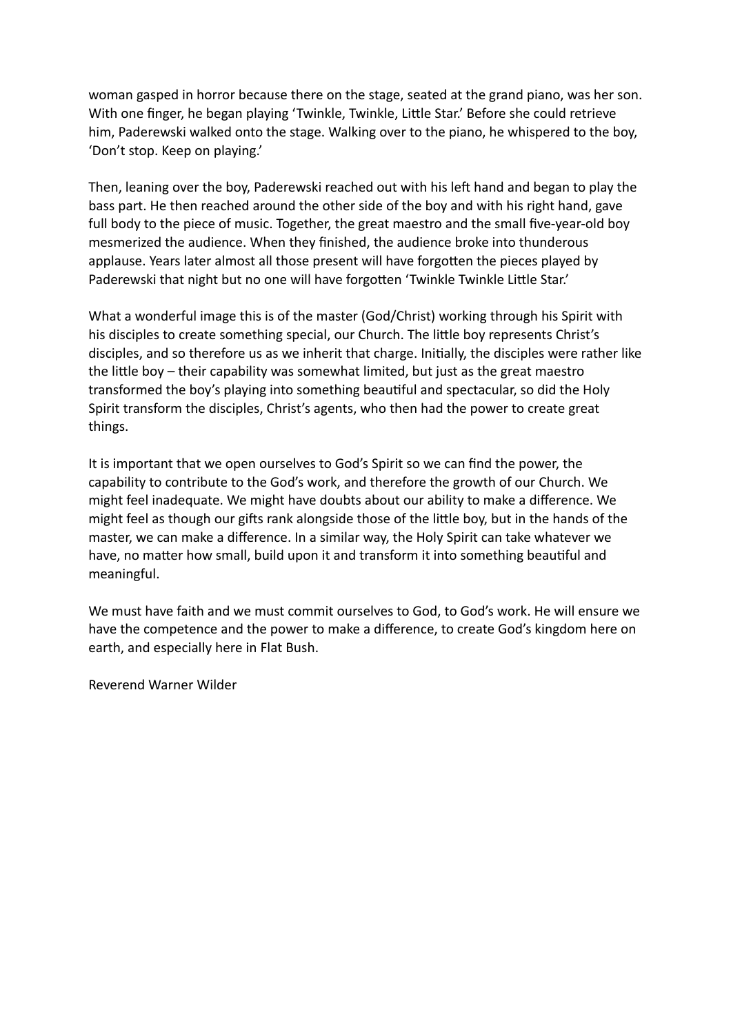woman gasped in horror because there on the stage, seated at the grand piano, was her son. With one finger, he began playing 'Twinkle, Twinkle, Little Star.' Before she could retrieve him, Paderewski walked onto the stage. Walking over to the piano, he whispered to the boy, 'Don't stop. Keep on playing.'

Then, leaning over the boy, Paderewski reached out with his left hand and began to play the bass part. He then reached around the other side of the boy and with his right hand, gave full body to the piece of music. Together, the great maestro and the small five-year-old boy mesmerized the audience. When they finished, the audience broke into thunderous applause. Years later almost all those present will have forgotten the pieces played by Paderewski that night but no one will have forgotten 'Twinkle Twinkle Little Star.'

What a wonderful image this is of the master (God/Christ) working through his Spirit with his disciples to create something special, our Church. The little boy represents Christ's disciples, and so therefore us as we inherit that charge. Initially, the disciples were rather like the little boy – their capability was somewhat limited, but just as the great maestro transformed the boy's playing into something beautiful and spectacular, so did the Holy Spirit transform the disciples, Christ's agents, who then had the power to create great things.

It is important that we open ourselves to God's Spirit so we can find the power, the capability to contribute to the God's work, and therefore the growth of our Church. We might feel inadequate. We might have doubts about our ability to make a difference. We might feel as though our gifts rank alongside those of the little boy, but in the hands of the master, we can make a difference. In a similar way, the Holy Spirit can take whatever we have, no matter how small, build upon it and transform it into something beautiful and meaningful.

We must have faith and we must commit ourselves to God, to God's work. He will ensure we have the competence and the power to make a difference, to create God's kingdom here on earth, and especially here in Flat Bush.

Reverend Warner Wilder